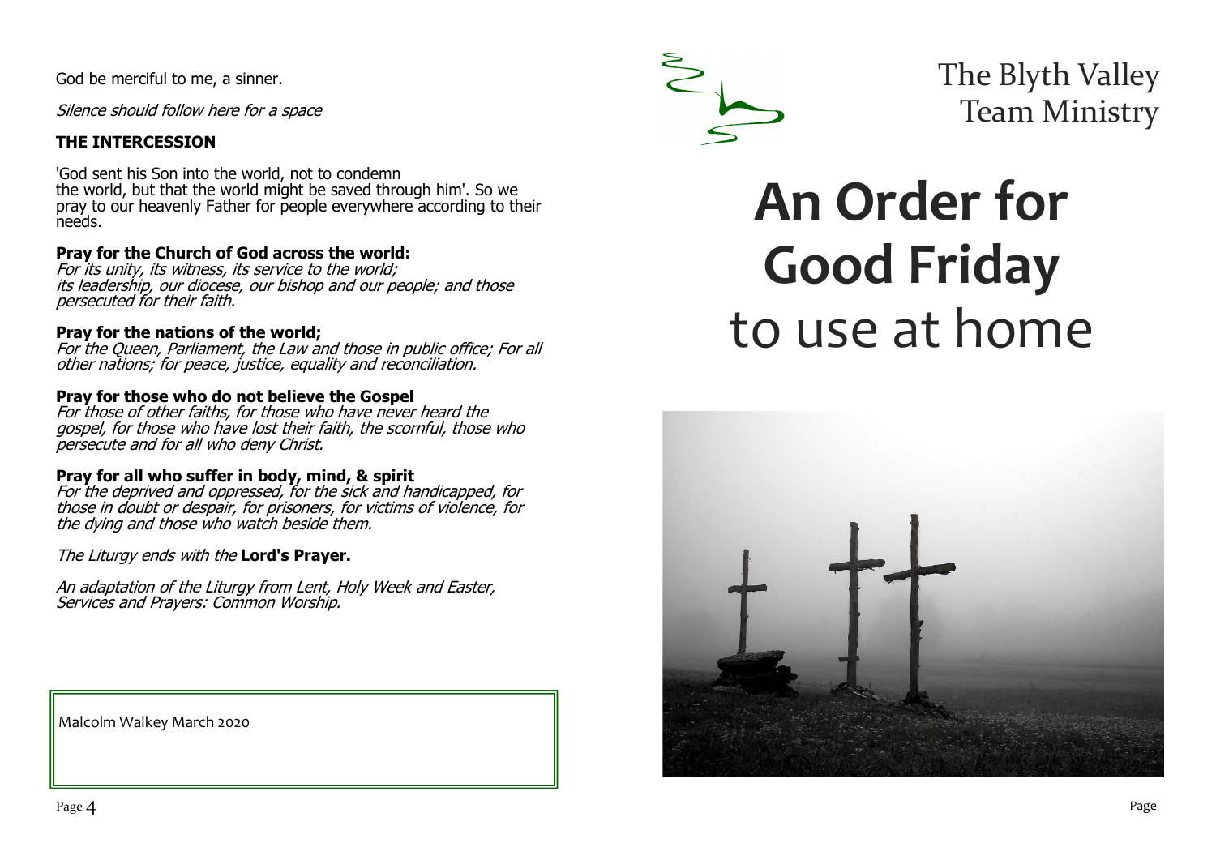God be merciful to me, a sinner.

*Silence should follow here for a space*

**THE INTERCESSION**

'God sent his Son into the world, not to condemn the world, but that the world might be saved through him'. So we pray to our heavenly Father for people everywhere according to their needs.

**Pray for the Church of God across the world:**
*For its unity, its witness, its service to the world; its leadership, our diocese, our bishop and our people; and those persecuted for their faith.*

**Pray for the nations of the world;**
*For the Queen, Parliament, the Law and those in public office; For all other nations; for peace, justice, equality and reconciliation.*

**Pray for those who do not believe the Gospel**
*For those of other faiths, for those who have never heard the gospel, for those who have lost their faith, the scornful, those who persecute and for all who deny Christ.*

**Pray for all who suffer in body, mind, & spirit**
*For the deprived and oppressed, for the sick and handicapped, for those in doubt or despair, for prisoners, for victims of violence, for the dying and those who watch beside them.*

*The Liturgy ends with the* **Lord's Prayer.**

*An adaptation of the Liturgy from Lent, Holy Week and Easter, Services and Prayers: Common Worship.*

Malcolm Walkey March 2020

The Blyth Valley Team Ministry

# An Order for Good Friday
# to use at home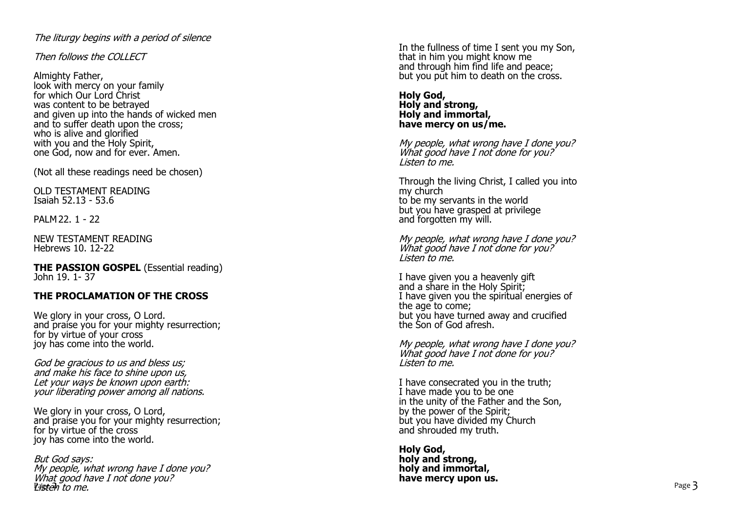*The liturgy begins with a period of silence*

*Then follows the COLLECT*

Almighty Father,
look with mercy on your family
for which Our Lord Christ
was content to be betrayed
and given up into the hands of wicked men
and to suffer death upon the cross;
who is alive and glorified
with you and the Holy Spirit,
one God, now and for ever. Amen.

(Not all these readings need be chosen)

OLD TESTAMENT READING
Isaiah 52.13 - 53.6

PALM 22. 1 - 22

NEW TESTAMENT READING
Hebrews 10. 12-22

**THE PASSION GOSPEL** (Essential reading)
John 19. 1- 37

**THE PROCLAMATION OF THE CROSS**

We glory in your cross, O Lord.
and praise you for your mighty resurrection;
for by virtue of your cross
joy has come into the world.

*God be gracious to us and bless us;*
*and make his face to shine upon us,*
*Let your ways be known upon earth:*
*your liberating power among all nations.*

We glory in your cross, O Lord,
and praise you for your mighty resurrection;
for by virtue of the cross
joy has come into the world.

*But God says:*
*My people, what wrong have I done you?*
*What good have I not done you?*
*Listen to me.*

In the fullness of time I sent you my Son,
that in him you might know me
and through him find life and peace;
but you put him to death on the cross.

**Holy God,**
**Holy and strong,**
**Holy and immortal,**
**have mercy on us/me.**

*My people, what wrong have I done you?*
*What good have I not done for you?*
*Listen to me.*

Through the living Christ, I called you into my church
to be my servants in the world
but you have grasped at privilege
and forgotten my will.

*My people, what wrong have I done you?*
*What good have I not done for you?*
*Listen to me.*

I have given you a heavenly gift
and a share in the Holy Spirit;
I have given you the spiritual energies of the age to come;
but you have turned away and crucified the Son of God afresh.

*My people, what wrong have I done you?*
*What good have I not done for you?*
*Listen to me.*

I have consecrated you in the truth;
I have made you to be one
in the unity of the Father and the Son,
by the power of the Spirit;
but you have divided my Church
and shrouded my truth.

**Holy God,**
**holy and strong,**
**holy and immortal,**
**have mercy upon us.**